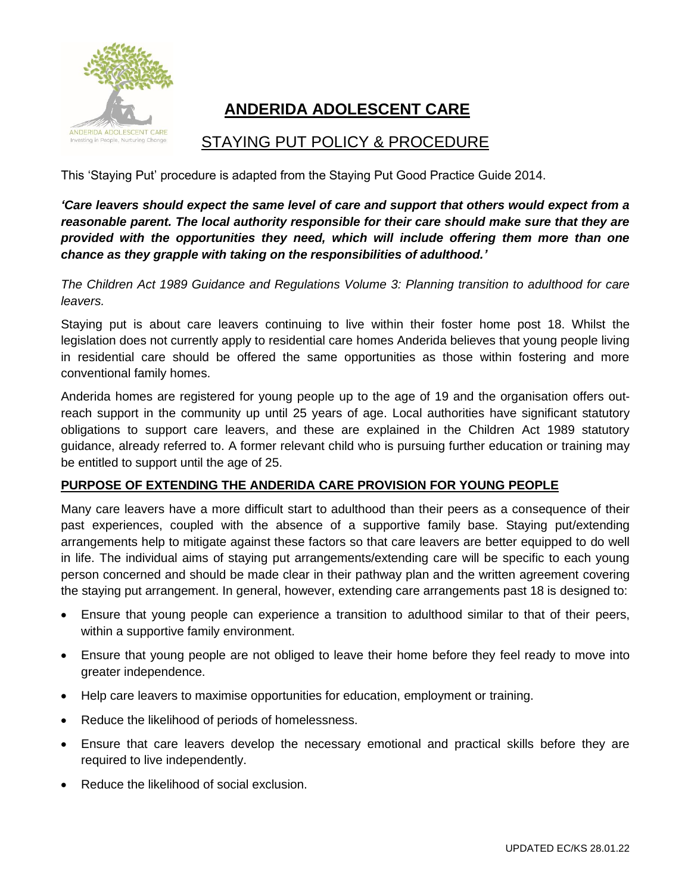# ANDERIDA ADOLESCENT CARE

## STAYING PUT POLICY & PROCEDURE

This 'Staying Put' procedure is adapted from the Staying Put Good Practice Guide 2014.

***'Care leavers should expect the same level of care and support that others would expect from a reasonable parent. The local authority responsible for their care should make sure that they are provided with the opportunities they need, which will include offering them more than one chance as they grapple with taking on the responsibilities of adulthood.'***

*The Children Act 1989 Guidance and Regulations Volume 3: Planning transition to adulthood for care leavers.*

Staying put is about care leavers continuing to live within their foster home post 18. Whilst the legislation does not currently apply to residential care homes Anderida believes that young people living in residential care should be offered the same opportunities as those within fostering and more conventional family homes.

Anderida homes are registered for young people up to the age of 19 and the organisation offers out-reach support in the community up until 25 years of age. Local authorities have significant statutory obligations to support care leavers, and these are explained in the Children Act 1989 statutory guidance, already referred to. A former relevant child who is pursuing further education or training may be entitled to support until the age of 25.

### PURPOSE OF EXTENDING THE ANDERIDA CARE PROVISION FOR YOUNG PEOPLE

Many care leavers have a more difficult start to adulthood than their peers as a consequence of their past experiences, coupled with the absence of a supportive family base. Staying put/extending arrangements help to mitigate against these factors so that care leavers are better equipped to do well in life. The individual aims of staying put arrangements/extending care will be specific to each young person concerned and should be made clear in their pathway plan and the written agreement covering the staying put arrangement. In general, however, extending care arrangements past 18 is designed to:

- Ensure that young people can experience a transition to adulthood similar to that of their peers, within a supportive family environment.
- Ensure that young people are not obliged to leave their home before they feel ready to move into greater independence.
- Help care leavers to maximise opportunities for education, employment or training.
- Reduce the likelihood of periods of homelessness.
- Ensure that care leavers develop the necessary emotional and practical skills before they are required to live independently.
- Reduce the likelihood of social exclusion.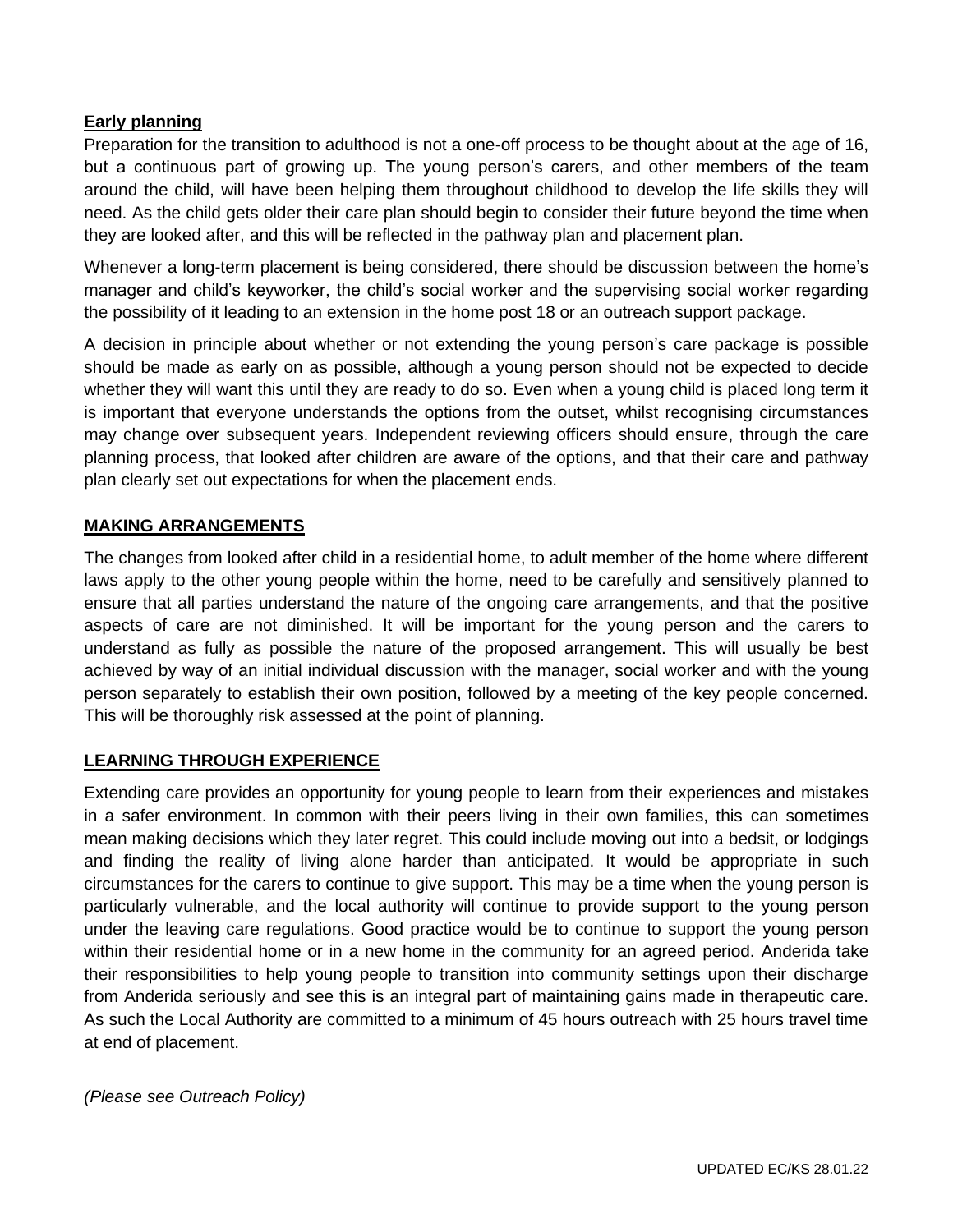**Early planning**

Preparation for the transition to adulthood is not a one-off process to be thought about at the age of 16, but a continuous part of growing up. The young person's carers, and other members of the team around the child, will have been helping them throughout childhood to develop the life skills they will need. As the child gets older their care plan should begin to consider their future beyond the time when they are looked after, and this will be reflected in the pathway plan and placement plan.

Whenever a long-term placement is being considered, there should be discussion between the home's manager and child's keyworker, the child's social worker and the supervising social worker regarding the possibility of it leading to an extension in the home post 18 or an outreach support package.

A decision in principle about whether or not extending the young person's care package is possible should be made as early on as possible, although a young person should not be expected to decide whether they will want this until they are ready to do so. Even when a young child is placed long term it is important that everyone understands the options from the outset, whilst recognising circumstances may change over subsequent years. Independent reviewing officers should ensure, through the care planning process, that looked after children are aware of the options, and that their care and pathway plan clearly set out expectations for when the placement ends.

**MAKING ARRANGEMENTS**

The changes from looked after child in a residential home, to adult member of the home where different laws apply to the other young people within the home, need to be carefully and sensitively planned to ensure that all parties understand the nature of the ongoing care arrangements, and that the positive aspects of care are not diminished. It will be important for the young person and the carers to understand as fully as possible the nature of the proposed arrangement. This will usually be best achieved by way of an initial individual discussion with the manager, social worker and with the young person separately to establish their own position, followed by a meeting of the key people concerned. This will be thoroughly risk assessed at the point of planning.

**LEARNING THROUGH EXPERIENCE**

Extending care provides an opportunity for young people to learn from their experiences and mistakes in a safer environment. In common with their peers living in their own families, this can sometimes mean making decisions which they later regret. This could include moving out into a bedsit, or lodgings and finding the reality of living alone harder than anticipated. It would be appropriate in such circumstances for the carers to continue to give support. This may be a time when the young person is particularly vulnerable, and the local authority will continue to provide support to the young person under the leaving care regulations. Good practice would be to continue to support the young person within their residential home or in a new home in the community for an agreed period. Anderida take their responsibilities to help young people to transition into community settings upon their discharge from Anderida seriously and see this is an integral part of maintaining gains made in therapeutic care. As such the Local Authority are committed to a minimum of 45 hours outreach with 25 hours travel time at end of placement.

*(Please see Outreach Policy)*

UPDATED EC/KS 28.01.22